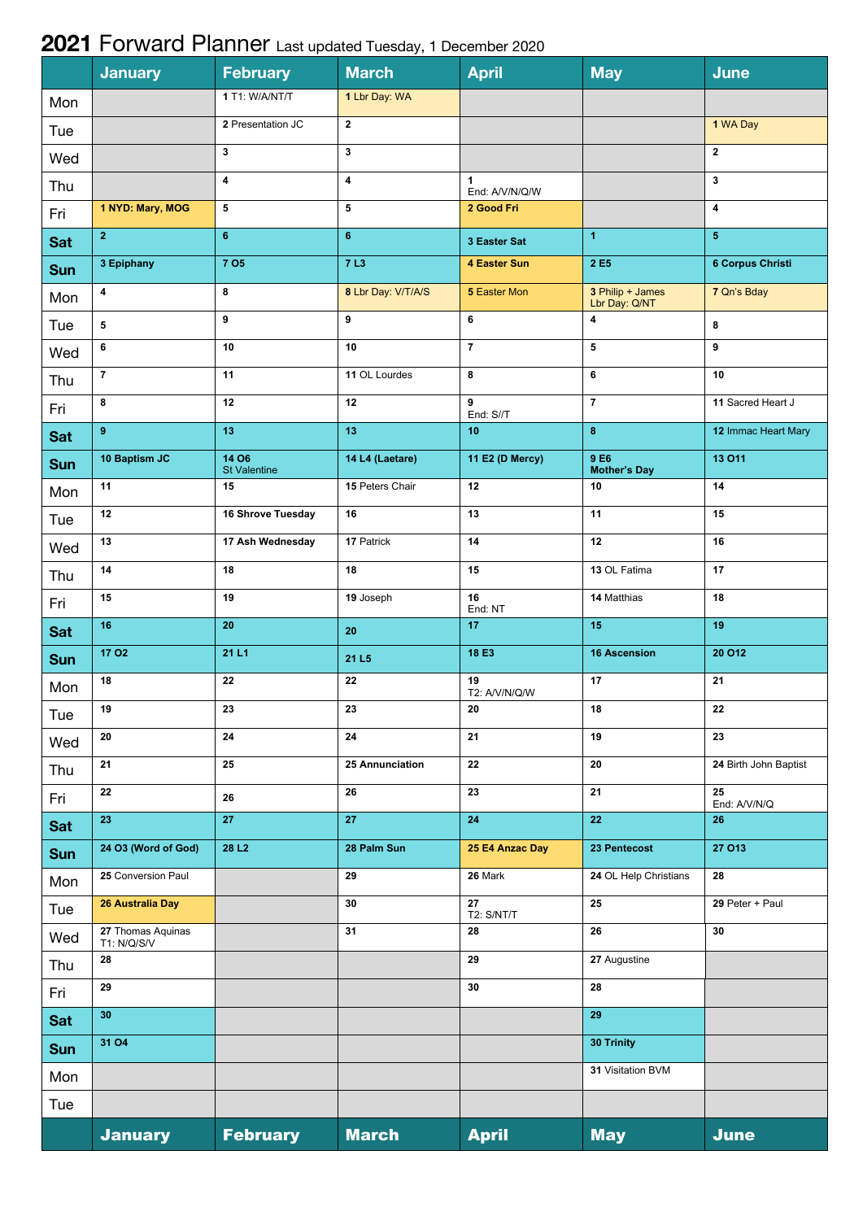# 2021 Forward Planner Last updated Tuesday, 1 December 2020

| | January | February | March | April | May | June |
|---|---|---|---|---|---|---|
| Mon | | 1 T1: W/A/NT/T | 1 Lbr Day: WA | | | |
| Tue | | 2 Presentation JC | 2 | | | 1 WA Day |
| Wed | | 3 | 3 | | | 2 |
| Thu | | 4 | 4 | 1 End: A/V/N/Q/W | | 3 |
| Fri | 1 NYD: Mary, MOG | 5 | 5 | 2 Good Fri | | 4 |
| Sat | 2 | 6 | 6 | 3 Easter Sat | 1 | 5 |
| Sun | 3 Epiphany | 7 O5 | 7 L3 | 4 Easter Sun | 2 E5 | 6 Corpus Christi |
| Mon | 4 | 8 | 8 Lbr Day: V/T/A/S | 5 Easter Mon | 3 Philip + James Lbr Day: Q/NT | 7 Qn's Bday |
| Tue | 5 | 9 | 9 | 6 | 4 | 8 |
| Wed | 6 | 10 | 10 | 7 | 5 | 9 |
| Thu | 7 | 11 | 11 OL Lourdes | 8 | 6 | 10 |
| Fri | 8 | 12 | 12 | 9 End: S//T | 7 | 11 Sacred Heart J |
| Sat | 9 | 13 | 13 | 10 | 8 | 12 Immac Heart Mary |
| Sun | 10 Baptism JC | 14 O6 St Valentine | 14 L4 (Laetare) | 11 E2 (D Mercy) | 9 E6 Mother's Day | 13 O11 |
| Mon | 11 | 15 | 15 Peters Chair | 12 | 10 | 14 |
| Tue | 12 | 16 Shrove Tuesday | 16 | 13 | 11 | 15 |
| Wed | 13 | 17 Ash Wednesday | 17 Patrick | 14 | 12 | 16 |
| Thu | 14 | 18 | 18 | 15 | 13 OL Fatima | 17 |
| Fri | 15 | 19 | 19 Joseph | 16 End: NT | 14 Matthias | 18 |
| Sat | 16 | 20 | 20 | 17 | 15 | 19 |
| Sun | 17 O2 | 21 L1 | 21 L5 | 18 E3 | 16 Ascension | 20 O12 |
| Mon | 18 | 22 | 22 | 19 T2: A/V/N/Q/W | 17 | 21 |
| Tue | 19 | 23 | 23 | 20 | 18 | 22 |
| Wed | 20 | 24 | 24 | 21 | 19 | 23 |
| Thu | 21 | 25 | 25 Annunciation | 22 | 20 | 24 Birth John Baptist |
| Fri | 22 | 26 | 26 | 23 | 21 | 25 End: A/V/N/Q |
| Sat | 23 | 27 | 27 | 24 | 22 | 26 |
| Sun | 24 O3 (Word of God) | 28 L2 | 28 Palm Sun | 25 E4 Anzac Day | 23 Pentecost | 27 O13 |
| Mon | 25 Conversion Paul | | 29 | 26 Mark | 24 OL Help Christians | 28 |
| Tue | 26 Australia Day | | 30 | 27 T2: S/NT/T | 25 | 29 Peter + Paul |
| Wed | 27 Thomas Aquinas T1: N/Q/S/V | | 31 | 28 | 26 | 30 |
| Thu | 28 | | | 29 | 27 Augustine | |
| Fri | 29 | | | 30 | 28 | |
| Sat | 30 | | | | 29 | |
| Sun | 31 O4 | | | | 30 Trinity | |
| Mon | | | | | 31 Visitation BVM | |
| Tue | | | | | | |
| | January | February | March | April | May | June |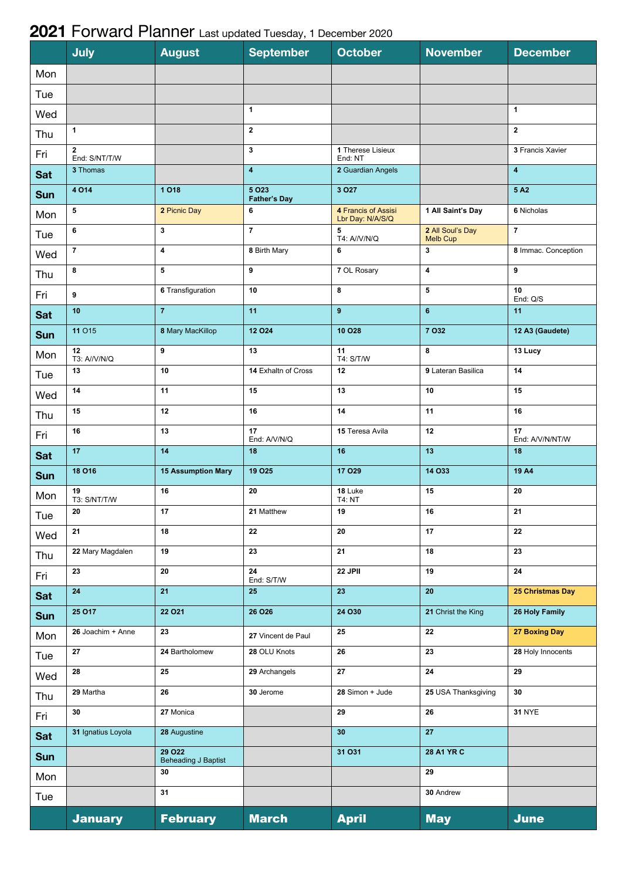# 2021 Forward Planner Last updated Tuesday, 1 December 2020

| | July | August | September | October | November | December |
|---|---|---|---|---|---|---|
| Mon | | | | | | |
| Tue | | | | | | |
| Wed | | | 1 | | | 1 |
| Thu | 1 | | 2 | | | 2 |
| Fri | 2 End: S/NT/T/W | | 3 | 1 Therese Lisieux End: NT | | 3 Francis Xavier |
| Sat | 3 Thomas | | 4 | 2 Guardian Angels | | 4 |
| Sun | 4 O14 | 1 O18 | 5 O23 Father's Day | 3 O27 | | 5 A2 |
| Mon | 5 | 2 Picnic Day | 6 | 4 Francis of Assisi Lbr Day: N/A/S/Q | 1 All Saint's Day | 6 Nicholas |
| Tue | 6 | 3 | 7 | 5 T4: A/V/N/Q | 2 All Soul's Day Melb Cup | 7 |
| Wed | 7 | 4 | 8 Birth Mary | 6 | 3 | 8 Immac. Conception |
| Thu | 8 | 5 | 9 | 7 OL Rosary | 4 | 9 |
| Fri | 9 | 6 Transfiguration | 10 | 8 | 5 | 10 End: Q/S |
| Sat | 10 | 7 | 11 | 9 | 6 | 11 |
| Sun | 11 O15 | 8 Mary MacKillop | 12 O24 | 10 O28 | 7 O32 | 12 A3 (Gaudete) |
| Mon | 12 T3: A/V/N/Q | 9 | 13 | 11 T4: S/T/W | 8 | 13 Lucy |
| Tue | 13 | 10 | 14 Exhaltn of Cross | 12 | 9 Lateran Basilica | 14 |
| Wed | 14 | 11 | 15 | 13 | 10 | 15 |
| Thu | 15 | 12 | 16 | 14 | 11 | 16 |
| Fri | 16 | 13 | 17 End: A/V/N/Q | 15 Teresa Avila | 12 | 17 End: A/V/N/NT/W |
| Sat | 17 | 14 | 18 | 16 | 13 | 18 |
| Sun | 18 O16 | 15 Assumption Mary | 19 O25 | 17 O29 | 14 O33 | 19 A4 |
| Mon | 19 T3: S/NT/T/W | 16 | 20 | 18 Luke T4: NT | 15 | 20 |
| Tue | 20 | 17 | 21 Matthew | 19 | 16 | 21 |
| Wed | 21 | 18 | 22 | 20 | 17 | 22 |
| Thu | 22 Mary Magdalen | 19 | 23 | 21 | 18 | 23 |
| Fri | 23 | 20 | 24 End: S/T/W | 22 JPII | 19 | 24 |
| Sat | 24 | 21 | 25 | 23 | 20 | 25 Christmas Day |
| Sun | 25 O17 | 22 O21 | 26 O26 | 24 O30 | 21 Christ the King | 26 Holy Family |
| Mon | 26 Joachim + Anne | 23 | 27 Vincent de Paul | 25 | 22 | 27 Boxing Day |
| Tue | 27 | 24 Bartholomew | 28 OLU Knots | 26 | 23 | 28 Holy Innocents |
| Wed | 28 | 25 | 29 Archangels | 27 | 24 | 29 |
| Thu | 29 Martha | 26 | 30 Jerome | 28 Simon + Jude | 25 USA Thanksgiving | 30 |
| Fri | 30 | 27 Monica | | 29 | 26 | 31 NYE |
| Sat | 31 Ignatius Loyola | 28 Augustine | | 30 | 27 | |
| Sun | | 29 O22 Beheading J Baptist | | 31 O31 | 28 A1 YR C | |
| Mon | | 30 | | | 29 | |
| Tue | | 31 | | | 30 Andrew | |
| | January | February | March | April | May | June |